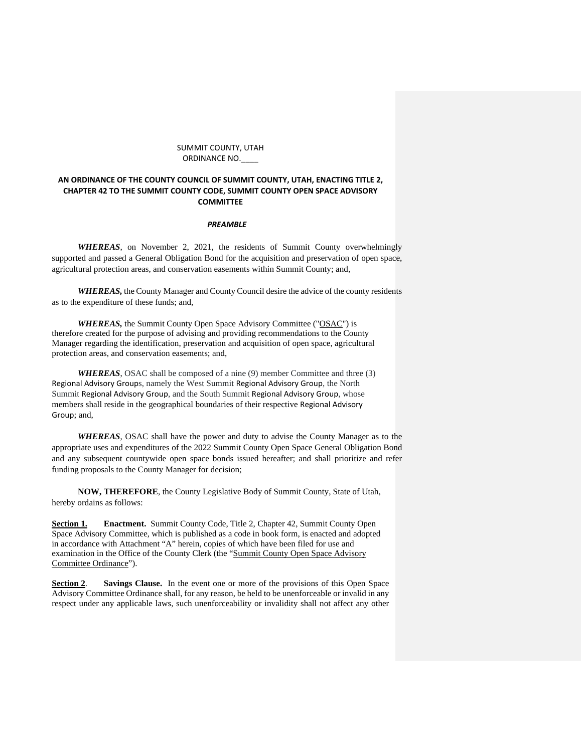SUMMIT COUNTY, UTAH
ORDINANCE NO.____

**AN ORDINANCE OF THE COUNTY COUNCIL OF SUMMIT COUNTY, UTAH, ENACTING TITLE 2, CHAPTER 42 TO THE SUMMIT COUNTY CODE, SUMMIT COUNTY OPEN SPACE ADVISORY COMMITTEE**

***PREAMBLE***

***WHEREAS***, on November 2, 2021, the residents of Summit County overwhelmingly supported and passed a General Obligation Bond for the acquisition and preservation of open space, agricultural protection areas, and conservation easements within Summit County; and,

***WHEREAS,*** the County Manager and County Council desire the advice of the county residents as to the expenditure of these funds; and,

***WHEREAS,*** the Summit County Open Space Advisory Committee ("OSAC") is therefore created for the purpose of advising and providing recommendations to the County Manager regarding the identification, preservation and acquisition of open space, agricultural protection areas, and conservation easements; and,

***WHEREAS***, OSAC shall be composed of a nine (9) member Committee and three (3) Regional Advisory Groups, namely the West Summit Regional Advisory Group, the North Summit Regional Advisory Group, and the South Summit Regional Advisory Group, whose members shall reside in the geographical boundaries of their respective Regional Advisory Group; and,

***WHEREAS***, OSAC shall have the power and duty to advise the County Manager as to the appropriate uses and expenditures of the 2022 Summit County Open Space General Obligation Bond and any subsequent countywide open space bonds issued hereafter; and shall prioritize and refer funding proposals to the County Manager for decision;

**NOW, THEREFORE**, the County Legislative Body of Summit County, State of Utah, hereby ordains as follows:

**Section 1.** **Enactment.** Summit County Code, Title 2, Chapter 42, Summit County Open Space Advisory Committee, which is published as a code in book form, is enacted and adopted in accordance with Attachment "A" herein, copies of which have been filed for use and examination in the Office of the County Clerk (the "Summit County Open Space Advisory Committee Ordinance").

**Section 2**. **Savings Clause.** In the event one or more of the provisions of this Open Space Advisory Committee Ordinance shall, for any reason, be held to be unenforceable or invalid in any respect under any applicable laws, such unenforceability or invalidity shall not affect any other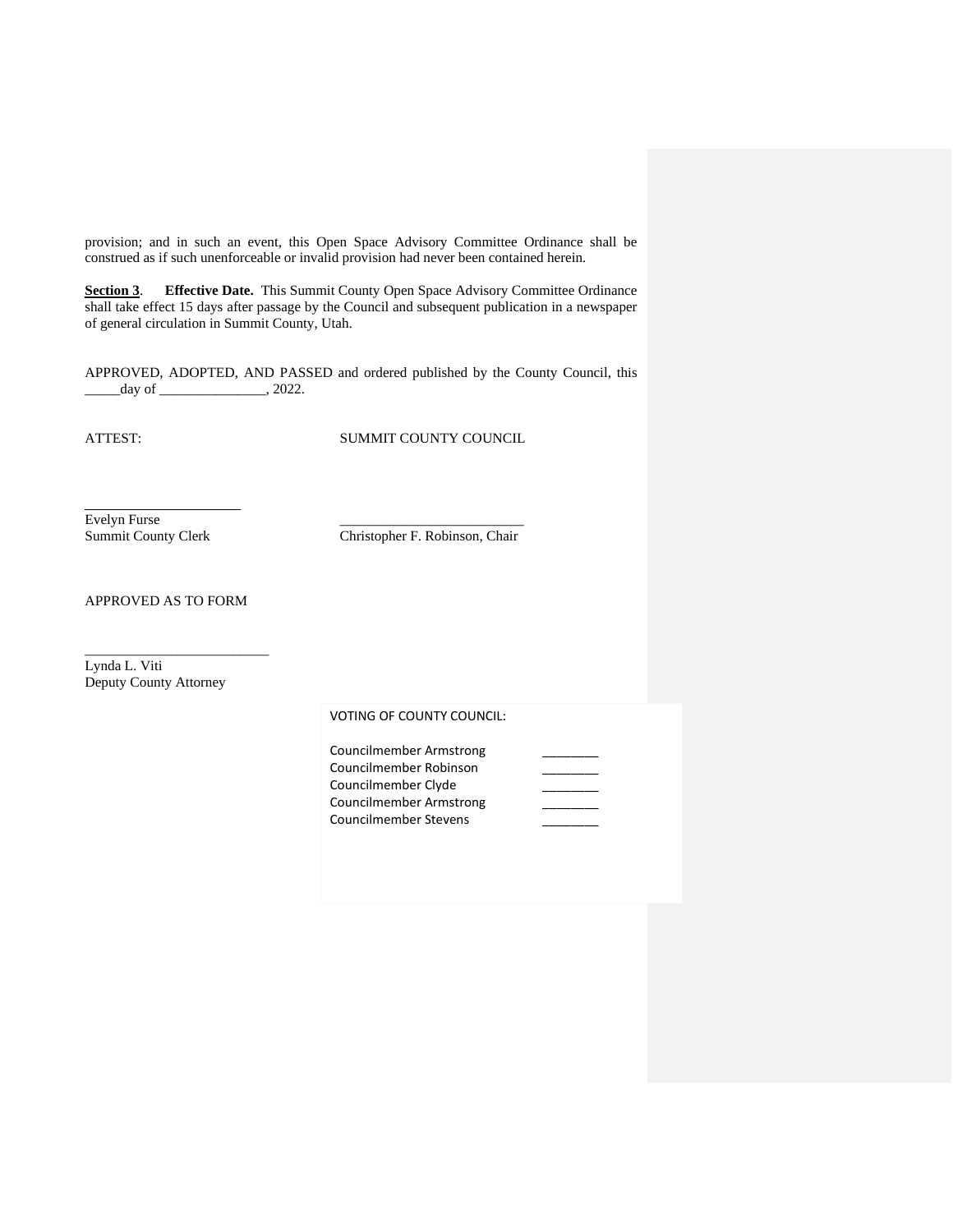provision; and in such an event, this Open Space Advisory Committee Ordinance shall be construed as if such unenforceable or invalid provision had never been contained herein.

**Section 3**. **Effective Date.** This Summit County Open Space Advisory Committee Ordinance shall take effect 15 days after passage by the Council and subsequent publication in a newspaper of general circulation in Summit County, Utah.

APPROVED, ADOPTED, AND PASSED and ordered published by the County Council, this _____day of _______________, 2022.

ATTEST: SUMMIT COUNTY COUNCIL

______________________
Evelyn Furse
Summit County Clerk

__________________________
Christopher F. Robinson, Chair

APPROVED AS TO FORM

__________________________
Lynda L. Viti
Deputy County Attorney

VOTING OF COUNTY COUNCIL:

Councilmember Armstrong ________
Councilmember Robinson ________
Councilmember Clyde ________
Councilmember Armstrong ________
Councilmember Stevens ________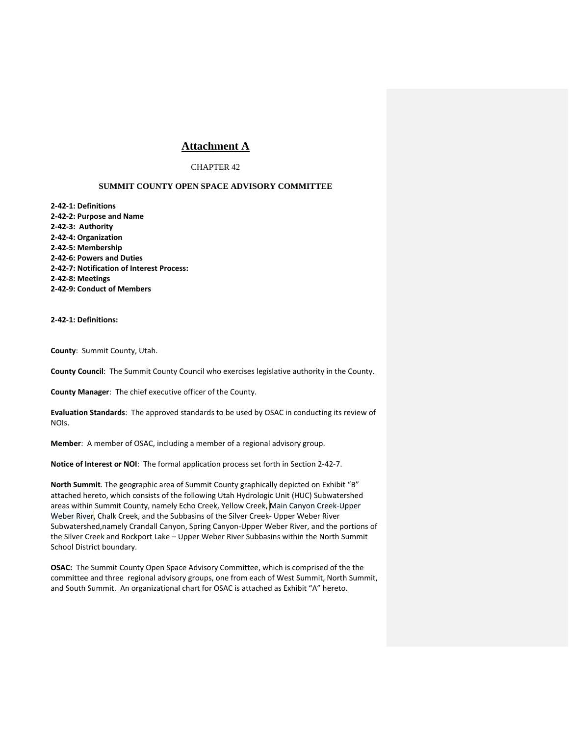# Attachment A

CHAPTER 42

## SUMMIT COUNTY OPEN SPACE ADVISORY COMMITTEE

**2-42-1: Definitions**
**2-42-2: Purpose and Name**
**2-42-3: Authority**
**2-42-4: Organization**
**2-42-5: Membership**
**2-42-6: Powers and Duties**
**2-42-7: Notification of Interest Process:**
**2-42-8: Meetings**
**2-42-9: Conduct of Members**

**2-42-1: Definitions:**

**County**: Summit County, Utah.

**County Council**: The Summit County Council who exercises legislative authority in the County.

**County Manager**: The chief executive officer of the County.

**Evaluation Standards**: The approved standards to be used by OSAC in conducting its review of NOIs.

**Member**: A member of OSAC, including a member of a regional advisory group.

**Notice of Interest or NOI**: The formal application process set forth in Section 2-42-7.

**North Summit**. The geographic area of Summit County graphically depicted on Exhibit "B" attached hereto, which consists of the following Utah Hydrologic Unit (HUC) Subwatershed areas within Summit County, namely Echo Creek, Yellow Creek, Main Canyon Creek-Upper Weber River, Chalk Creek, and the Subbasins of the Silver Creek- Upper Weber River Subwatershed,namely Crandall Canyon, Spring Canyon-Upper Weber River, and the portions of the Silver Creek and Rockport Lake – Upper Weber River Subbasins within the North Summit School District boundary.

**OSAC:** The Summit County Open Space Advisory Committee, which is comprised of the the committee and three regional advisory groups, one from each of West Summit, North Summit, and South Summit. An organizational chart for OSAC is attached as Exhibit "A" hereto.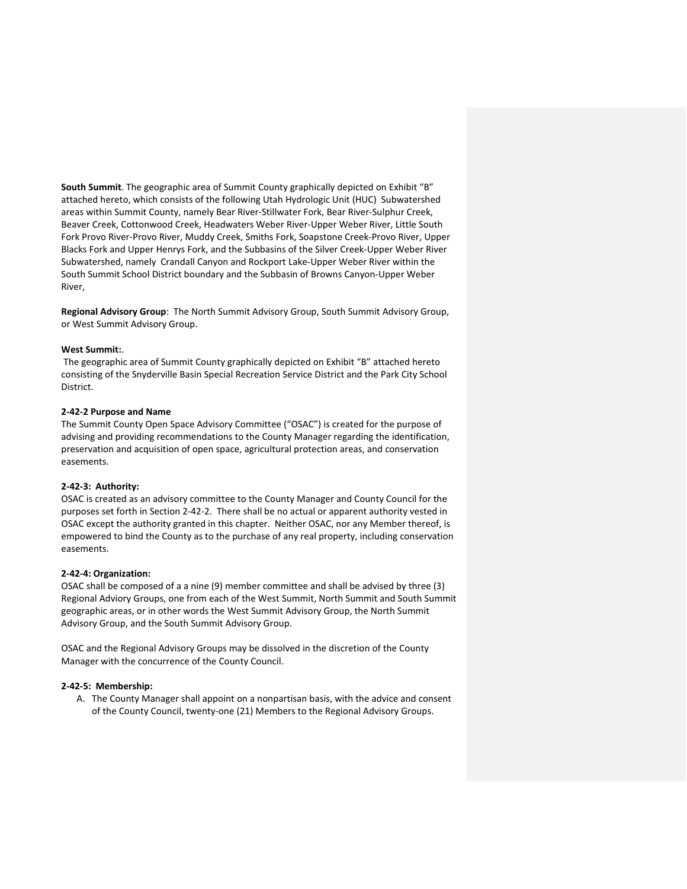**South Summit**. The geographic area of Summit County graphically depicted on Exhibit "B" attached hereto, which consists of the following Utah Hydrologic Unit (HUC) Subwatershed areas within Summit County, namely Bear River-Stillwater Fork, Bear River-Sulphur Creek, Beaver Creek, Cottonwood Creek, Headwaters Weber River-Upper Weber River, Little South Fork Provo River-Provo River, Muddy Creek, Smiths Fork, Soapstone Creek-Provo River, Upper Blacks Fork and Upper Henrys Fork, and the Subbasins of the Silver Creek-Upper Weber River Subwatershed, namely Crandall Canyon and Rockport Lake-Upper Weber River within the South Summit School District boundary and the Subbasin of Browns Canyon-Upper Weber River,

**Regional Advisory Group**: The North Summit Advisory Group, South Summit Advisory Group, or West Summit Advisory Group.

**West Summit**:.
The geographic area of Summit County graphically depicted on Exhibit "B" attached hereto consisting of the Snyderville Basin Special Recreation Service District and the Park City School District.

**2-42-2 Purpose and Name**
The Summit County Open Space Advisory Committee ("OSAC") is created for the purpose of advising and providing recommendations to the County Manager regarding the identification, preservation and acquisition of open space, agricultural protection areas, and conservation easements.

**2-42-3: Authority:**
OSAC is created as an advisory committee to the County Manager and County Council for the purposes set forth in Section 2-42-2. There shall be no actual or apparent authority vested in OSAC except the authority granted in this chapter. Neither OSAC, nor any Member thereof, is empowered to bind the County as to the purchase of any real property, including conservation easements.

**2-42-4: Organization:**
OSAC shall be composed of a a nine (9) member committee and shall be advised by three (3) Regional Adviory Groups, one from each of the West Summit, North Summit and South Summit geographic areas, or in other words the West Summit Advisory Group, the North Summit Advisory Group, and the South Summit Advisory Group.

OSAC and the Regional Advisory Groups may be dissolved in the discretion of the County Manager with the concurrence of the County Council.

**2-42-5: Membership:**

A. The County Manager shall appoint on a nonpartisan basis, with the advice and consent of the County Council, twenty-one (21) Members to the Regional Advisory Groups.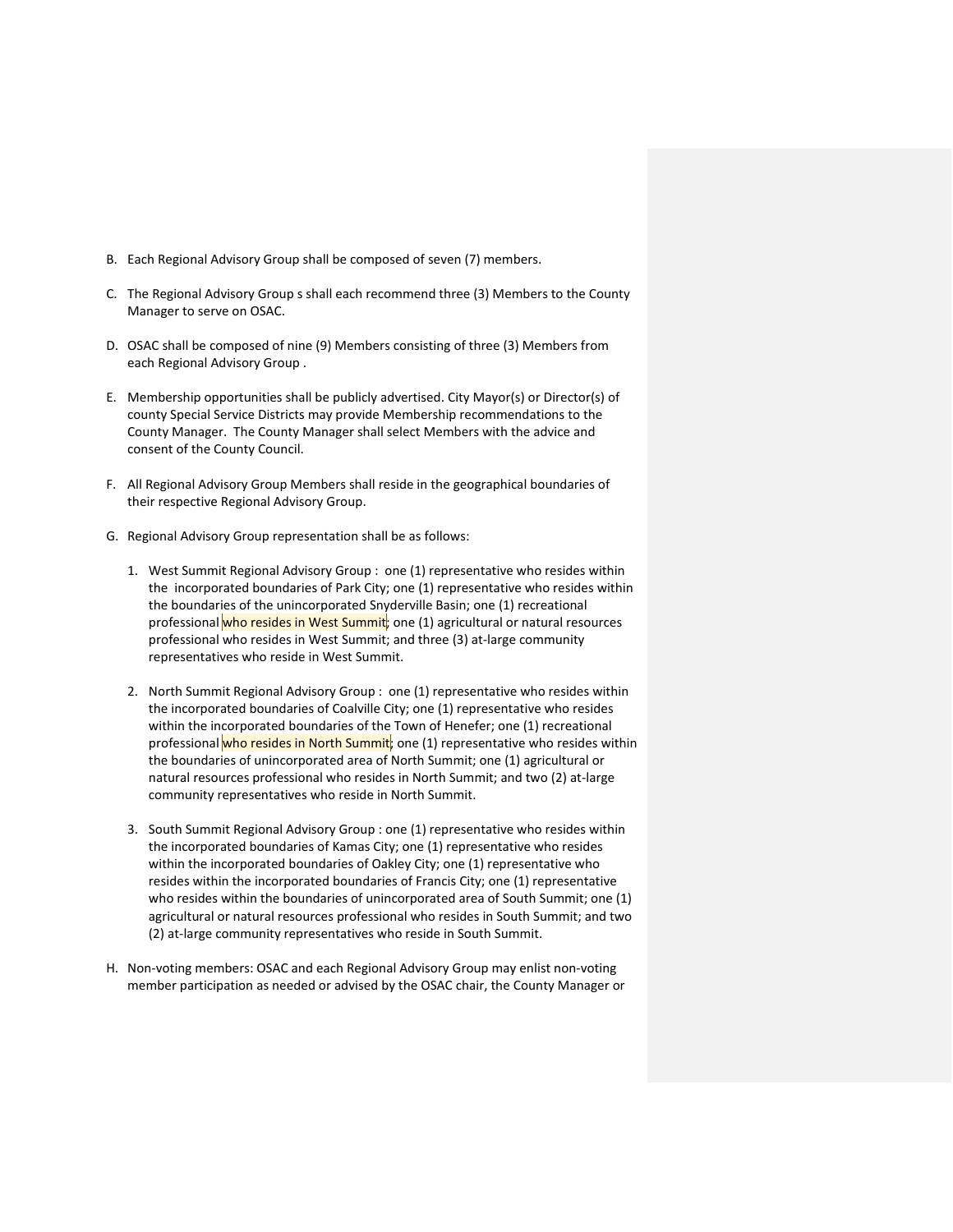B. Each Regional Advisory Group shall be composed of seven (7) members.

C. The Regional Advisory Group s shall each recommend three (3) Members to the County Manager to serve on OSAC.

D. OSAC shall be composed of nine (9) Members consisting of three (3) Members from each Regional Advisory Group .

E. Membership opportunities shall be publicly advertised. City Mayor(s) or Director(s) of county Special Service Districts may provide Membership recommendations to the County Manager. The County Manager shall select Members with the advice and consent of the County Council.

F. All Regional Advisory Group Members shall reside in the geographical boundaries of their respective Regional Advisory Group.

G. Regional Advisory Group representation shall be as follows:

   1. West Summit Regional Advisory Group : one (1) representative who resides within the incorporated boundaries of Park City; one (1) representative who resides within the boundaries of the unincorporated Snyderville Basin; one (1) recreational professional who resides in West Summit; one (1) agricultural or natural resources professional who resides in West Summit; and three (3) at-large community representatives who reside in West Summit.

   2. North Summit Regional Advisory Group : one (1) representative who resides within the incorporated boundaries of Coalville City; one (1) representative who resides within the incorporated boundaries of the Town of Henefer; one (1) recreational professional who resides in North Summit; one (1) representative who resides within the boundaries of unincorporated area of North Summit; one (1) agricultural or natural resources professional who resides in North Summit; and two (2) at-large community representatives who reside in North Summit.

   3. South Summit Regional Advisory Group : one (1) representative who resides within the incorporated boundaries of Kamas City; one (1) representative who resides within the incorporated boundaries of Oakley City; one (1) representative who resides within the incorporated boundaries of Francis City; one (1) representative who resides within the boundaries of unincorporated area of South Summit; one (1) agricultural or natural resources professional who resides in South Summit; and two (2) at-large community representatives who reside in South Summit.

H. Non-voting members: OSAC and each Regional Advisory Group may enlist non-voting member participation as needed or advised by the OSAC chair, the County Manager or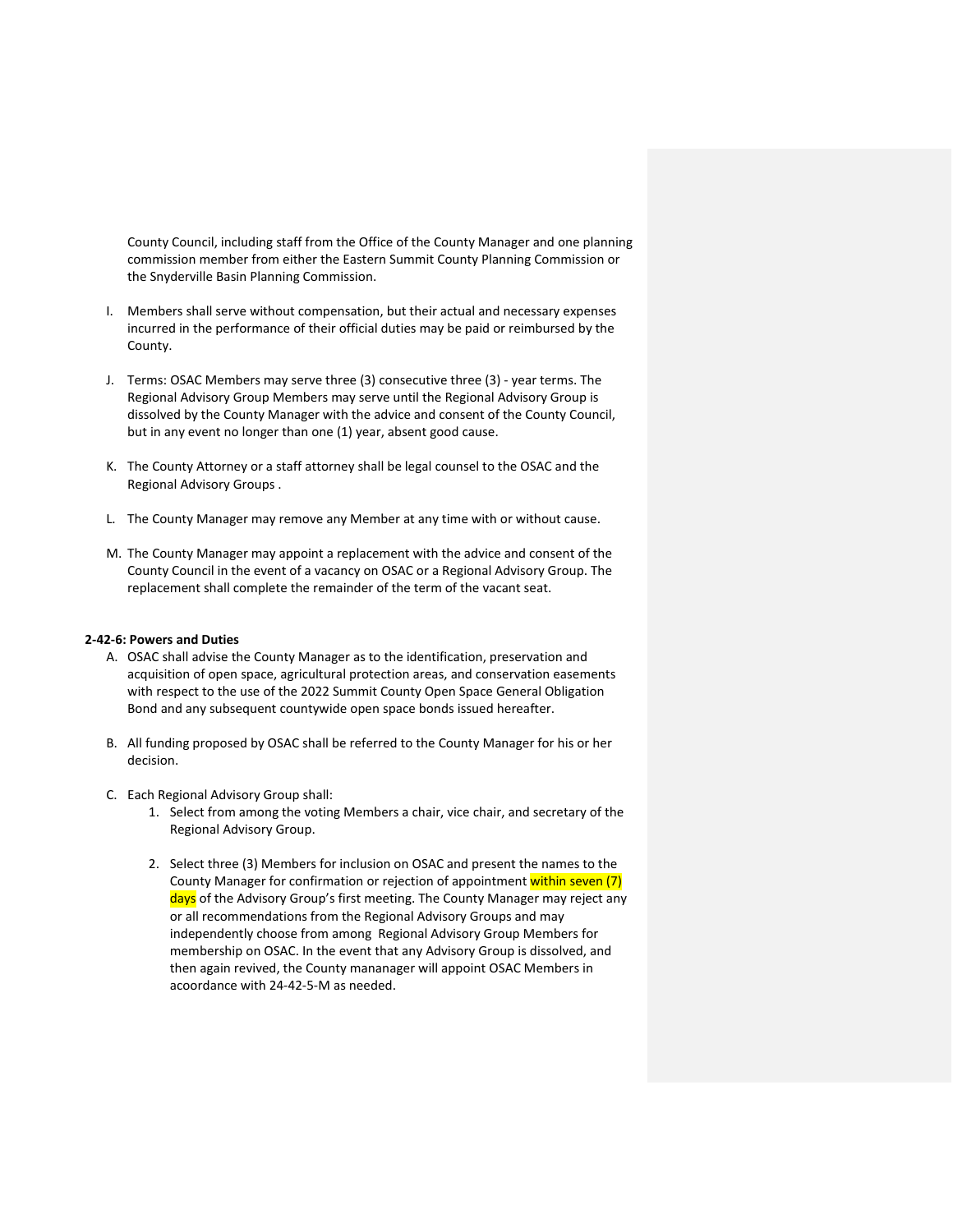County Council, including staff from the Office of the County Manager and one planning commission member from either the Eastern Summit County Planning Commission or the Snyderville Basin Planning Commission.

I. Members shall serve without compensation, but their actual and necessary expenses incurred in the performance of their official duties may be paid or reimbursed by the County.

J. Terms: OSAC Members may serve three (3) consecutive three (3) - year terms. The Regional Advisory Group Members may serve until the Regional Advisory Group is dissolved by the County Manager with the advice and consent of the County Council, but in any event no longer than one (1) year, absent good cause.

K. The County Attorney or a staff attorney shall be legal counsel to the OSAC and the Regional Advisory Groups .

L. The County Manager may remove any Member at any time with or without cause.

M. The County Manager may appoint a replacement with the advice and consent of the County Council in the event of a vacancy on OSAC or a Regional Advisory Group. The replacement shall complete the remainder of the term of the vacant seat.

**2-42-6: Powers and Duties**

A. OSAC shall advise the County Manager as to the identification, preservation and acquisition of open space, agricultural protection areas, and conservation easements with respect to the use of the 2022 Summit County Open Space General Obligation Bond and any subsequent countywide open space bonds issued hereafter.

B. All funding proposed by OSAC shall be referred to the County Manager for his or her decision.

C. Each Regional Advisory Group shall:

1. Select from among the voting Members a chair, vice chair, and secretary of the Regional Advisory Group.

2. Select three (3) Members for inclusion on OSAC and present the names to the County Manager for confirmation or rejection of appointment within seven (7) days of the Advisory Group's first meeting. The County Manager may reject any or all recommendations from the Regional Advisory Groups and may independently choose from among Regional Advisory Group Members for membership on OSAC. In the event that any Advisory Group is dissolved, and then again revived, the County mananager will appoint OSAC Members in acoordance with 24-42-5-M as needed.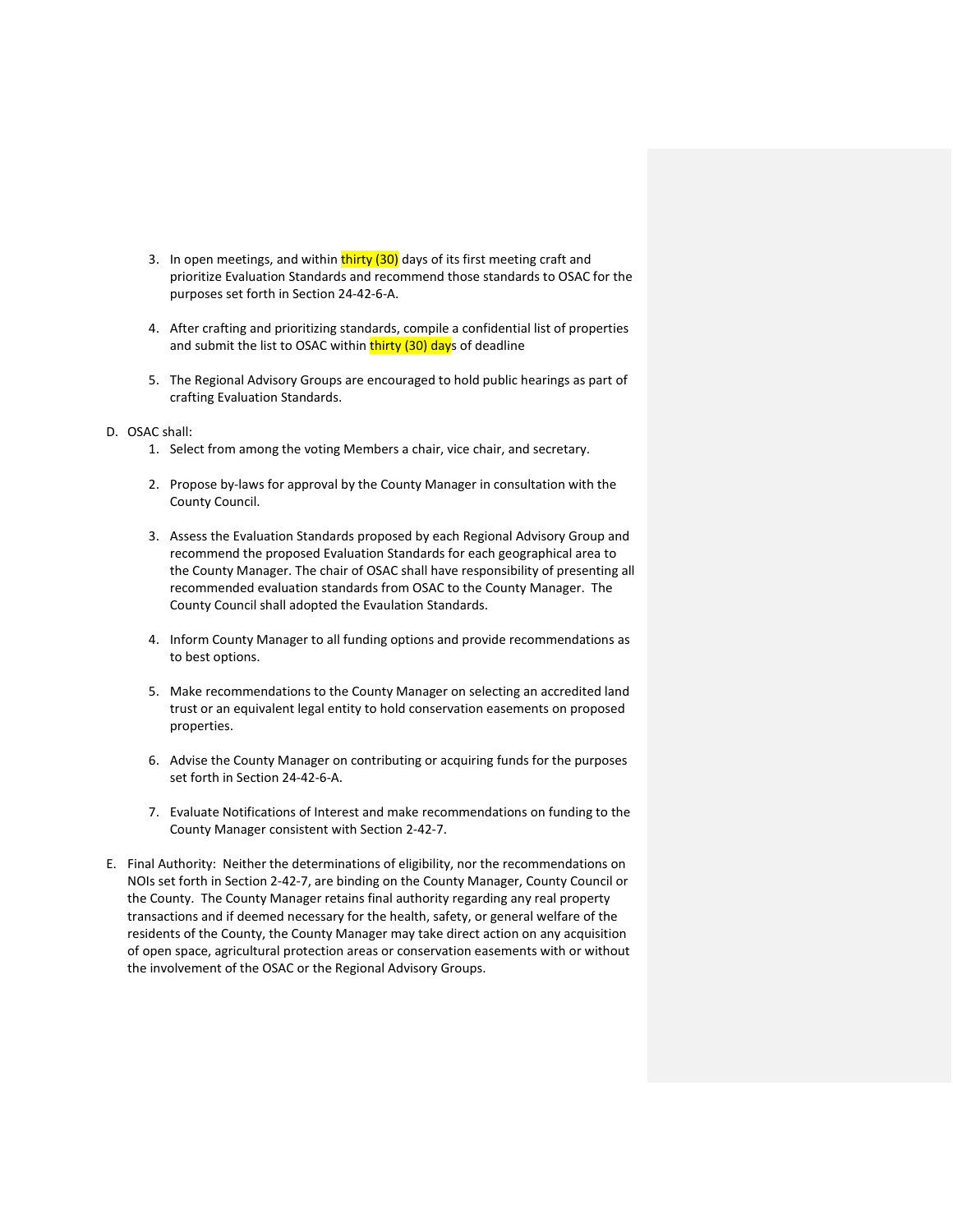3. In open meetings, and within thirty (30) days of its first meeting craft and prioritize Evaluation Standards and recommend those standards to OSAC for the purposes set forth in Section 24-42-6-A.

4. After crafting and prioritizing standards, compile a confidential list of properties and submit the list to OSAC within thirty (30) days of deadline

5. The Regional Advisory Groups are encouraged to hold public hearings as part of crafting Evaluation Standards.

D. OSAC shall:
   1. Select from among the voting Members a chair, vice chair, and secretary.

   2. Propose by-laws for approval by the County Manager in consultation with the County Council.

   3. Assess the Evaluation Standards proposed by each Regional Advisory Group and recommend the proposed Evaluation Standards for each geographical area to the County Manager. The chair of OSAC shall have responsibility of presenting all recommended evaluation standards from OSAC to the County Manager. The County Council shall adopted the Evaulation Standards.

   4. Inform County Manager to all funding options and provide recommendations as to best options.

   5. Make recommendations to the County Manager on selecting an accredited land trust or an equivalent legal entity to hold conservation easements on proposed properties.

   6. Advise the County Manager on contributing or acquiring funds for the purposes set forth in Section 24-42-6-A.

   7. Evaluate Notifications of Interest and make recommendations on funding to the County Manager consistent with Section 2-42-7.

E. Final Authority: Neither the determinations of eligibility, nor the recommendations on NOIs set forth in Section 2-42-7, are binding on the County Manager, County Council or the County. The County Manager retains final authority regarding any real property transactions and if deemed necessary for the health, safety, or general welfare of the residents of the County, the County Manager may take direct action on any acquisition of open space, agricultural protection areas or conservation easements with or without the involvement of the OSAC or the Regional Advisory Groups.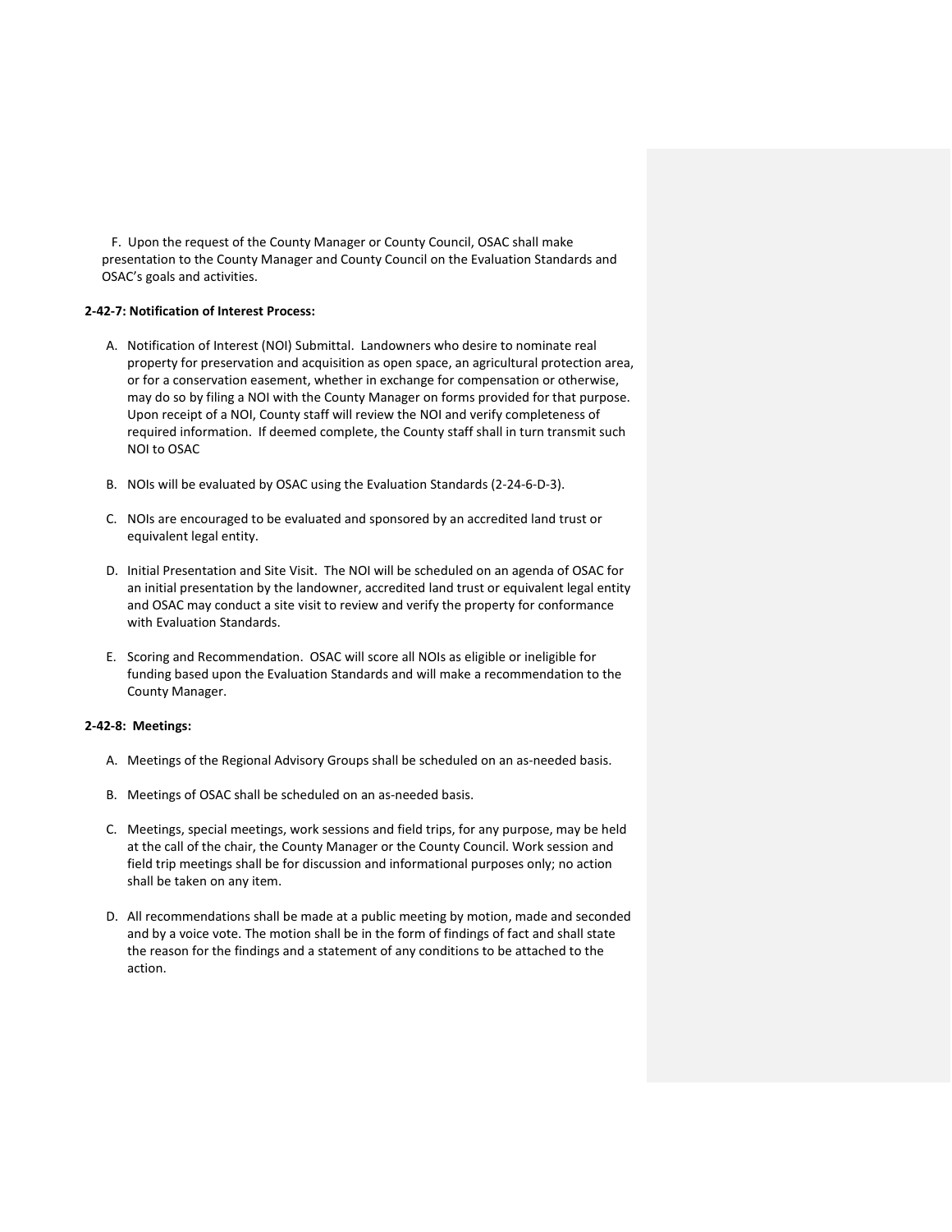F. Upon the request of the County Manager or County Council, OSAC shall make presentation to the County Manager and County Council on the Evaluation Standards and OSAC's goals and activities.

**2-42-7: Notification of Interest Process:**

A. Notification of Interest (NOI) Submittal. Landowners who desire to nominate real property for preservation and acquisition as open space, an agricultural protection area, or for a conservation easement, whether in exchange for compensation or otherwise, may do so by filing a NOI with the County Manager on forms provided for that purpose. Upon receipt of a NOI, County staff will review the NOI and verify completeness of required information. If deemed complete, the County staff shall in turn transmit such NOI to OSAC

B. NOIs will be evaluated by OSAC using the Evaluation Standards (2-24-6-D-3).

C. NOIs are encouraged to be evaluated and sponsored by an accredited land trust or equivalent legal entity.

D. Initial Presentation and Site Visit. The NOI will be scheduled on an agenda of OSAC for an initial presentation by the landowner, accredited land trust or equivalent legal entity and OSAC may conduct a site visit to review and verify the property for conformance with Evaluation Standards.

E. Scoring and Recommendation. OSAC will score all NOIs as eligible or ineligible for funding based upon the Evaluation Standards and will make a recommendation to the County Manager.

**2-42-8: Meetings:**

A. Meetings of the Regional Advisory Groups shall be scheduled on an as-needed basis.

B. Meetings of OSAC shall be scheduled on an as-needed basis.

C. Meetings, special meetings, work sessions and field trips, for any purpose, may be held at the call of the chair, the County Manager or the County Council. Work session and field trip meetings shall be for discussion and informational purposes only; no action shall be taken on any item.

D. All recommendations shall be made at a public meeting by motion, made and seconded and by a voice vote. The motion shall be in the form of findings of fact and shall state the reason for the findings and a statement of any conditions to be attached to the action.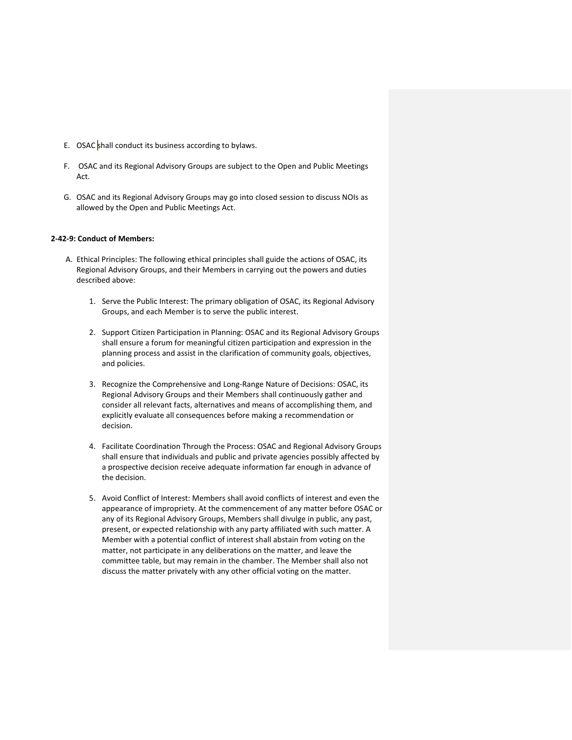E. OSAC shall conduct its business according to bylaws.

F. OSAC and its Regional Advisory Groups are subject to the Open and Public Meetings Act.

G. OSAC and its Regional Advisory Groups may go into closed session to discuss NOIs as allowed by the Open and Public Meetings Act.

**2-42-9: Conduct of Members:**

A. Ethical Principles: The following ethical principles shall guide the actions of OSAC, its Regional Advisory Groups, and their Members in carrying out the powers and duties described above:

1. Serve the Public Interest: The primary obligation of OSAC, its Regional Advisory Groups, and each Member is to serve the public interest.

2. Support Citizen Participation in Planning: OSAC and its Regional Advisory Groups shall ensure a forum for meaningful citizen participation and expression in the planning process and assist in the clarification of community goals, objectives, and policies.

3. Recognize the Comprehensive and Long-Range Nature of Decisions: OSAC, its Regional Advisory Groups and their Members shall continuously gather and consider all relevant facts, alternatives and means of accomplishing them, and explicitly evaluate all consequences before making a recommendation or decision.

4. Facilitate Coordination Through the Process: OSAC and Regional Advisory Groups shall ensure that individuals and public and private agencies possibly affected by a prospective decision receive adequate information far enough in advance of the decision.

5. Avoid Conflict of Interest: Members shall avoid conflicts of interest and even the appearance of impropriety. At the commencement of any matter before OSAC or any of its Regional Advisory Groups, Members shall divulge in public, any past, present, or expected relationship with any party affiliated with such matter. A Member with a potential conflict of interest shall abstain from voting on the matter, not participate in any deliberations on the matter, and leave the committee table, but may remain in the chamber. The Member shall also not discuss the matter privately with any other official voting on the matter.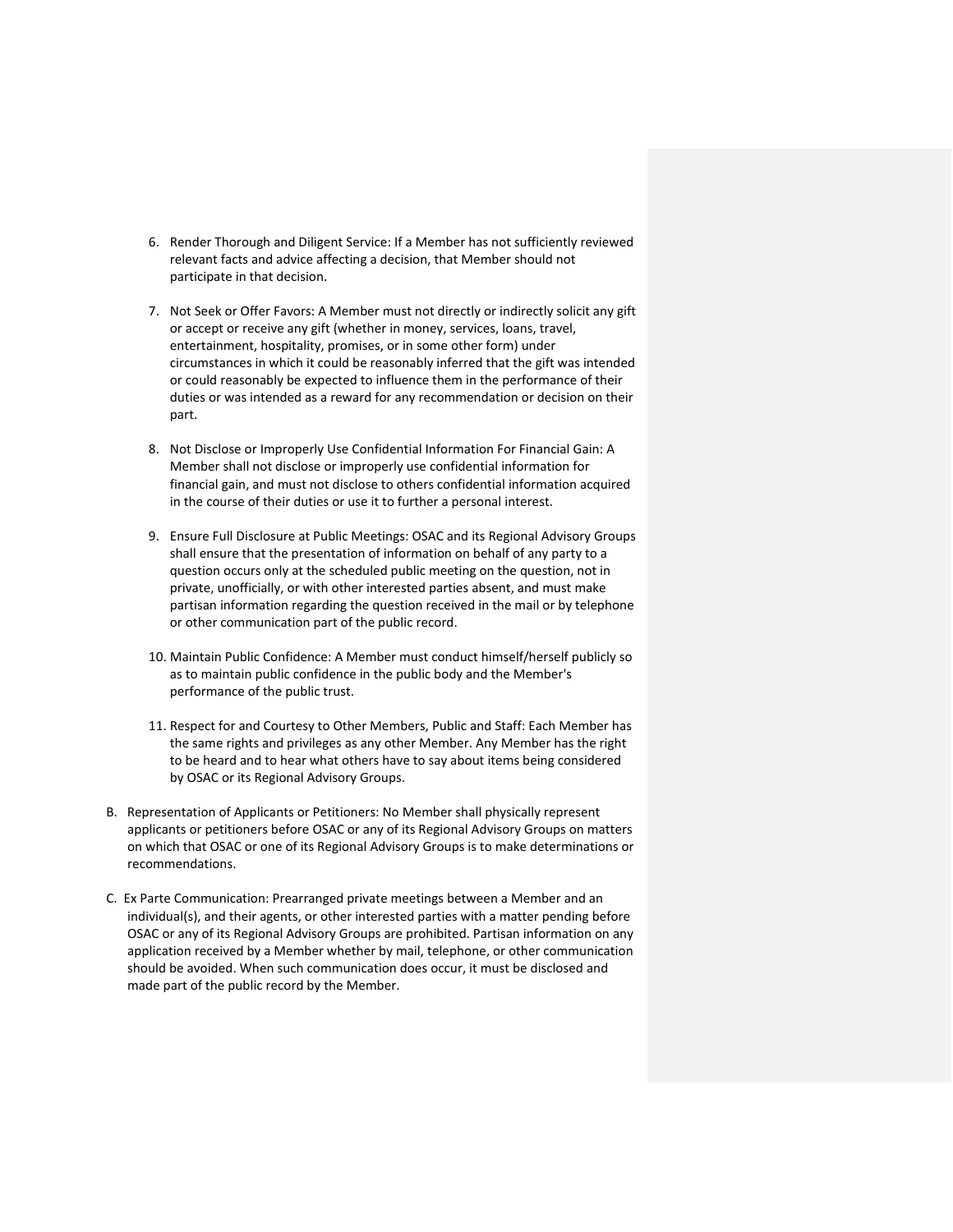6. Render Thorough and Diligent Service: If a Member has not sufficiently reviewed relevant facts and advice affecting a decision, that Member should not participate in that decision.

7. Not Seek or Offer Favors: A Member must not directly or indirectly solicit any gift or accept or receive any gift (whether in money, services, loans, travel, entertainment, hospitality, promises, or in some other form) under circumstances in which it could be reasonably inferred that the gift was intended or could reasonably be expected to influence them in the performance of their duties or was intended as a reward for any recommendation or decision on their part.

8. Not Disclose or Improperly Use Confidential Information For Financial Gain: A Member shall not disclose or improperly use confidential information for financial gain, and must not disclose to others confidential information acquired in the course of their duties or use it to further a personal interest.

9. Ensure Full Disclosure at Public Meetings: OSAC and its Regional Advisory Groups shall ensure that the presentation of information on behalf of any party to a question occurs only at the scheduled public meeting on the question, not in private, unofficially, or with other interested parties absent, and must make partisan information regarding the question received in the mail or by telephone or other communication part of the public record.

10. Maintain Public Confidence: A Member must conduct himself/herself publicly so as to maintain public confidence in the public body and the Member's performance of the public trust.

11. Respect for and Courtesy to Other Members, Public and Staff: Each Member has the same rights and privileges as any other Member. Any Member has the right to be heard and to hear what others have to say about items being considered by OSAC or its Regional Advisory Groups.

B. Representation of Applicants or Petitioners: No Member shall physically represent applicants or petitioners before OSAC or any of its Regional Advisory Groups on matters on which that OSAC or one of its Regional Advisory Groups is to make determinations or recommendations.

C. Ex Parte Communication: Prearranged private meetings between a Member and an individual(s), and their agents, or other interested parties with a matter pending before OSAC or any of its Regional Advisory Groups are prohibited. Partisan information on any application received by a Member whether by mail, telephone, or other communication should be avoided. When such communication does occur, it must be disclosed and made part of the public record by the Member.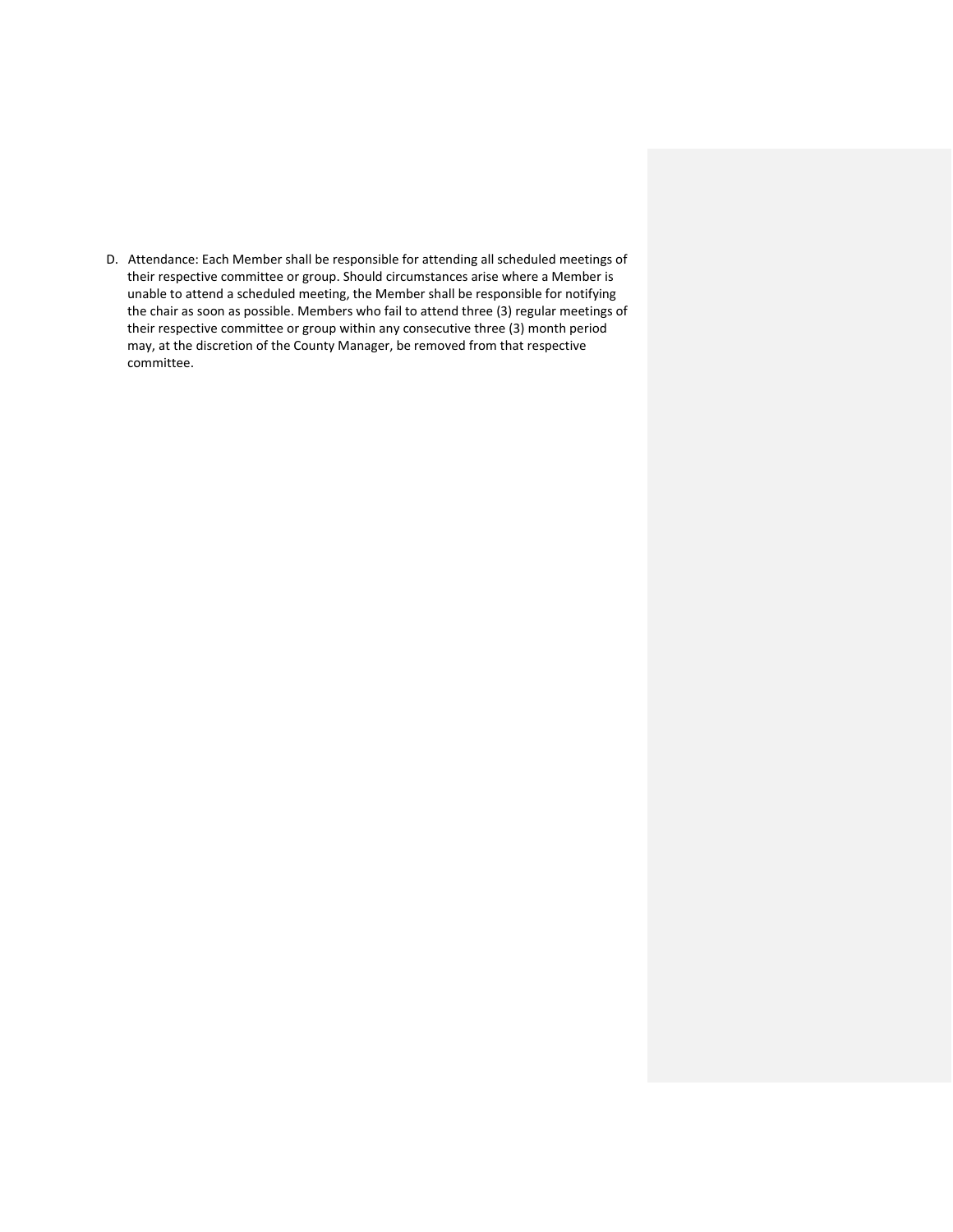D. Attendance: Each Member shall be responsible for attending all scheduled meetings of their respective committee or group. Should circumstances arise where a Member is unable to attend a scheduled meeting, the Member shall be responsible for notifying the chair as soon as possible. Members who fail to attend three (3) regular meetings of their respective committee or group within any consecutive three (3) month period may, at the discretion of the County Manager, be removed from that respective committee.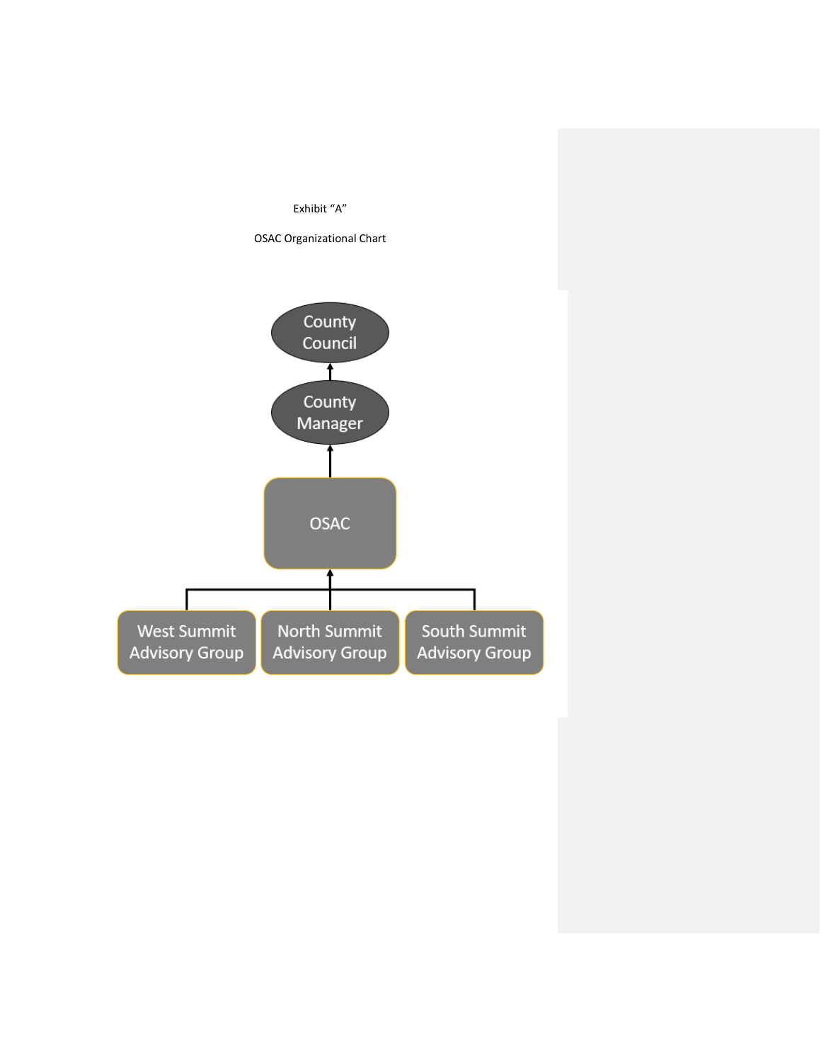Exhibit "A"

OSAC Organizational Chart

County Council

County Manager

OSAC

West Summit Advisory Group

North Summit Advisory Group

South Summit Advisory Group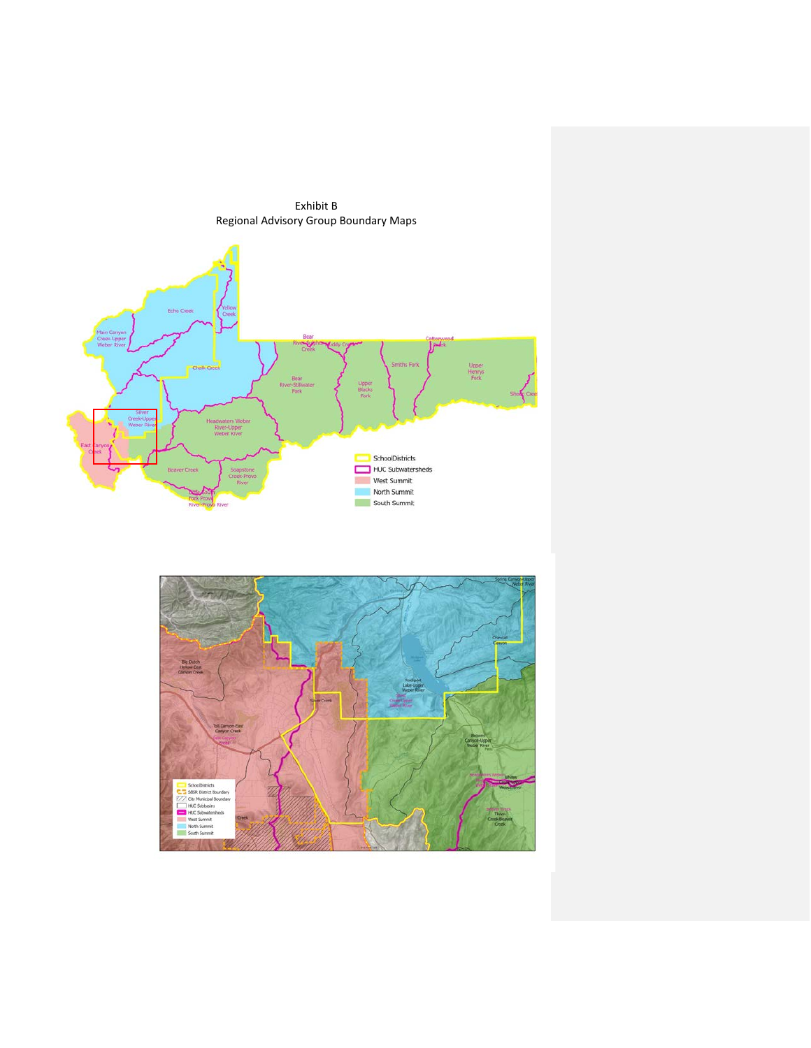# Exhibit B
## Regional Advisory Group Boundary Maps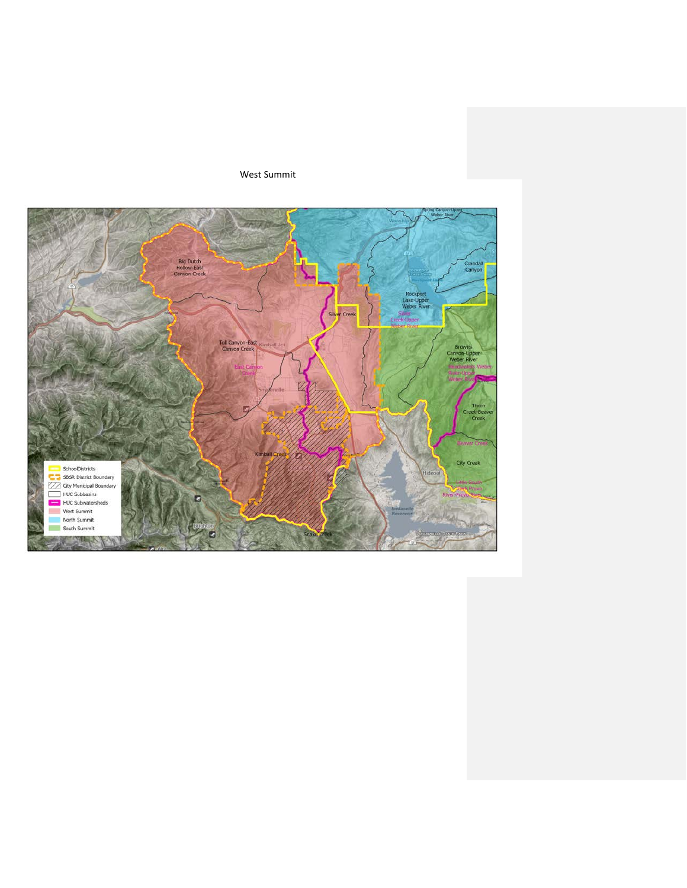West Summit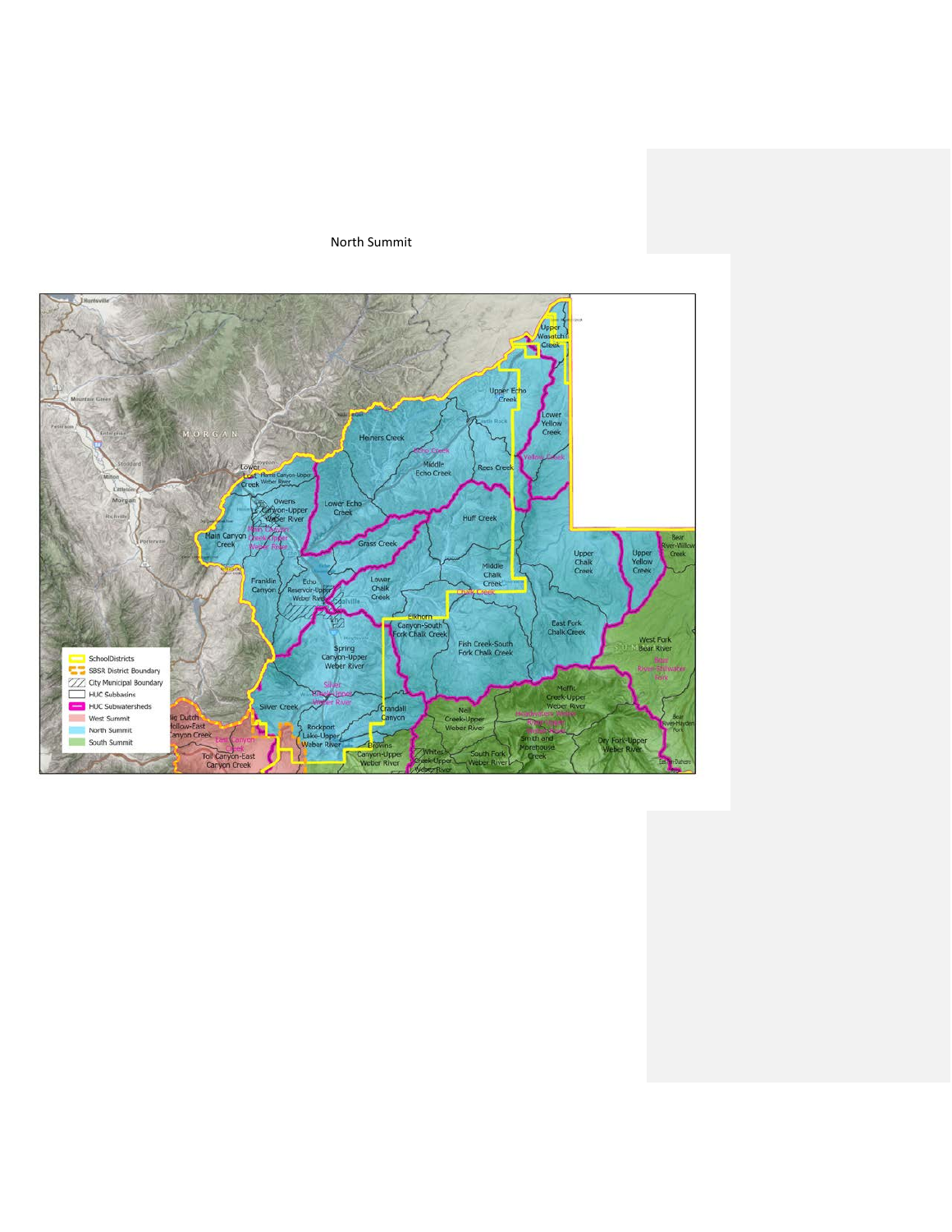North Summit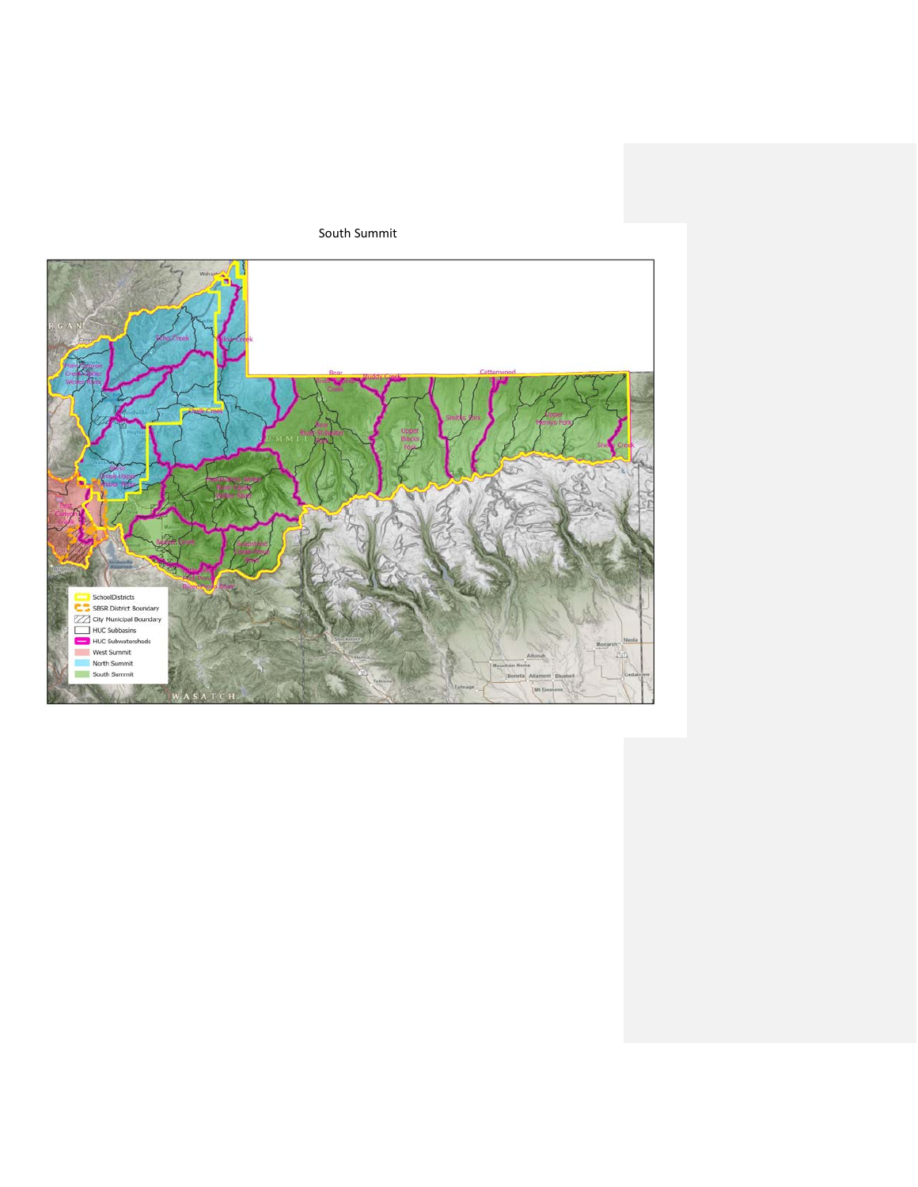South Summit

SchoolDistricts
SBSR District Boundary
City Municipal Boundary
HUC Subbasins
HUC Subwatersheds
West Summit
North Summit
South Summit